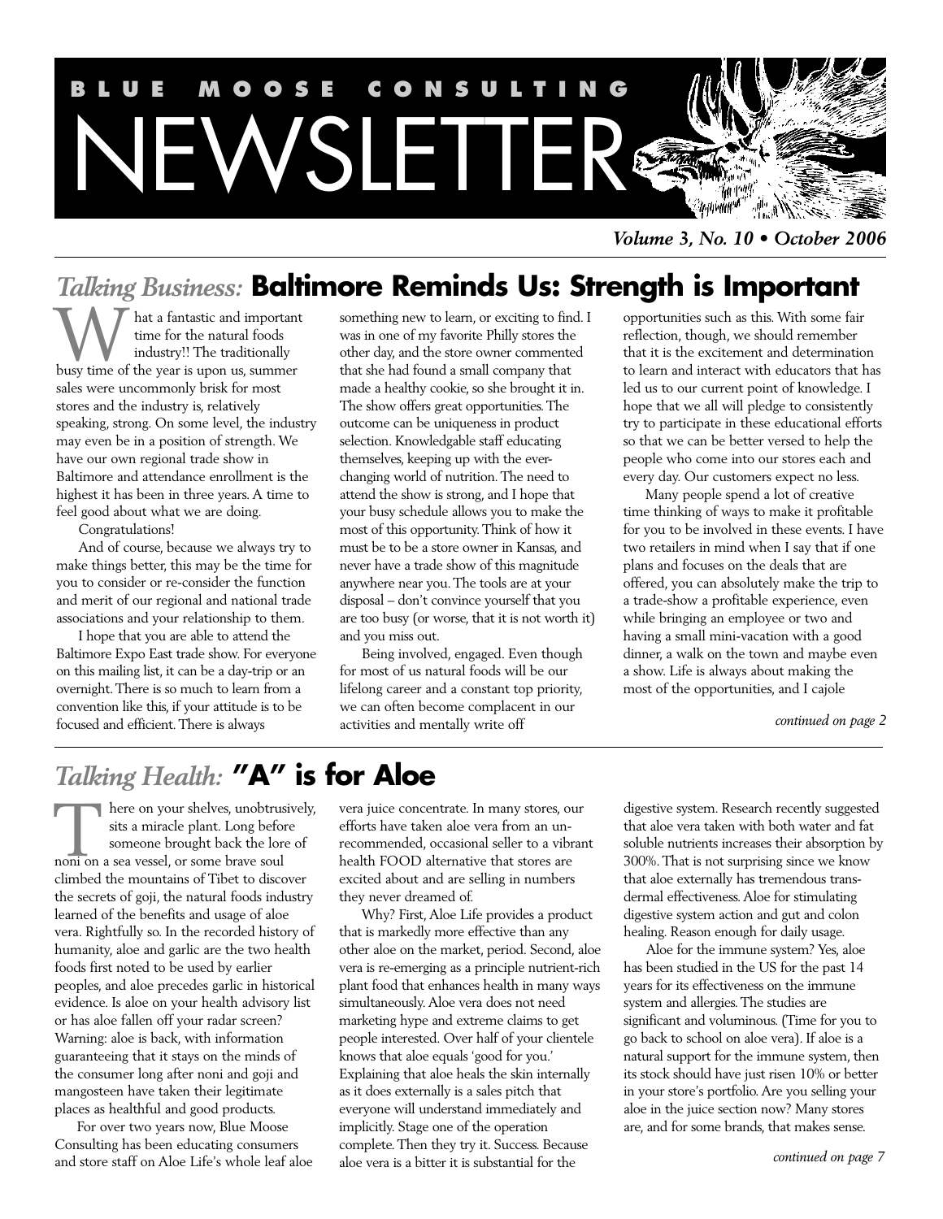# BLUE MOOSE CONSULTING NEWSLETTER

*Volume 3, No. 10 • October 2006*

## *Talking Business:* Baltimore Reminds Us: Strength is Important

What a fantastic and important time for the natural foods industry!! The traditionally busy time of the year is upon us, summer sales were uncommonly brisk for most stores and the industry is, relatively speaking, strong. On some level, the industry may even be in a position of strength. We have our own regional trade show in Baltimore and attendance enrollment is the highest it has been in three years. A time to feel good about what we are doing.

Congratulations!

And of course, because we always try to make things better, this may be the time for you to consider or re-consider the function and merit of our regional and national trade associations and your relationship to them.

I hope that you are able to attend the Baltimore Expo East trade show. For everyone on this mailing list, it can be a day-trip or an overnight. There is so much to learn from a convention like this, if your attitude is to be focused and efficient. There is always something new to learn, or exciting to find. I was in one of my favorite Philly stores the other day, and the store owner commented that she had found a small company that made a healthy cookie, so she brought it in. The show offers great opportunities. The outcome can be uniqueness in product selection. Knowledgable staff educating themselves, keeping up with the ever-changing world of nutrition. The need to attend the show is strong, and I hope that your busy schedule allows you to make the most of this opportunity. Think of how it must be to be a store owner in Kansas, and never have a trade show of this magnitude anywhere near you. The tools are at your disposal – don't convince yourself that you are too busy (or worse, that it is not worth it) and you miss out.

Being involved, engaged. Even though for most of us natural foods will be our lifelong career and a constant top priority, we can often become complacent in our activities and mentally write off opportunities such as this. With some fair reflection, though, we should remember that it is the excitement and determination to learn and interact with educators that has led us to our current point of knowledge. I hope that we all will pledge to consistently try to participate in these educational efforts so that we can be better versed to help the people who come into our stores each and every day. Our customers expect no less.

Many people spend a lot of creative time thinking of ways to make it profitable for you to be involved in these events. I have two retailers in mind when I say that if one plans and focuses on the deals that are offered, you can absolutely make the trip to a trade-show a profitable experience, even while bringing an employee or two and having a small mini-vacation with a good dinner, a walk on the town and maybe even a show. Life is always about making the most of the opportunities, and I cajole

*continued on page 2*

## *Talking Health:* "A" is for Aloe

There on your shelves, unobtrusively, sits a miracle plant. Long before someone brought back the lore of noni on a sea vessel, or some brave soul climbed the mountains of Tibet to discover the secrets of goji, the natural foods industry learned of the benefits and usage of aloe vera. Rightfully so. In the recorded history of humanity, aloe and garlic are the two health foods first noted to be used by earlier peoples, and aloe precedes garlic in historical evidence. Is aloe on your health advisory list or has aloe fallen off your radar screen? Warning: aloe is back, with information guaranteeing that it stays on the minds of the consumer long after noni and goji and mangosteen have taken their legitimate places as healthful and good products.

For over two years now, Blue Moose Consulting has been educating consumers and store staff on Aloe Life's whole leaf aloe vera juice concentrate. In many stores, our efforts have taken aloe vera from an un-recommended, occasional seller to a vibrant health FOOD alternative that stores are excited about and are selling in numbers they never dreamed of.

Why? First, Aloe Life provides a product that is markedly more effective than any other aloe on the market, period. Second, aloe vera is re-emerging as a principle nutrient-rich plant food that enhances health in many ways simultaneously. Aloe vera does not need marketing hype and extreme claims to get people interested. Over half of your clientele knows that aloe equals 'good for you.' Explaining that aloe heals the skin internally as it does externally is a sales pitch that everyone will understand immediately and implicitly. Stage one of the operation complete. Then they try it. Success. Because aloe vera is a bitter it is substantial for the digestive system. Research recently suggested that aloe vera taken with both water and fat soluble nutrients increases their absorption by 300%. That is not surprising since we know that aloe externally has tremendous trans-dermal effectiveness. Aloe for stimulating digestive system action and gut and colon healing. Reason enough for daily usage.

Aloe for the immune system? Yes, aloe has been studied in the US for the past 14 years for its effectiveness on the immune system and allergies. The studies are significant and voluminous. (Time for you to go back to school on aloe vera). If aloe is a natural support for the immune system, then its stock should have just risen 10% or better in your store's portfolio. Are you selling your aloe in the juice section now? Many stores are, and for some brands, that makes sense.

*continued on page 7*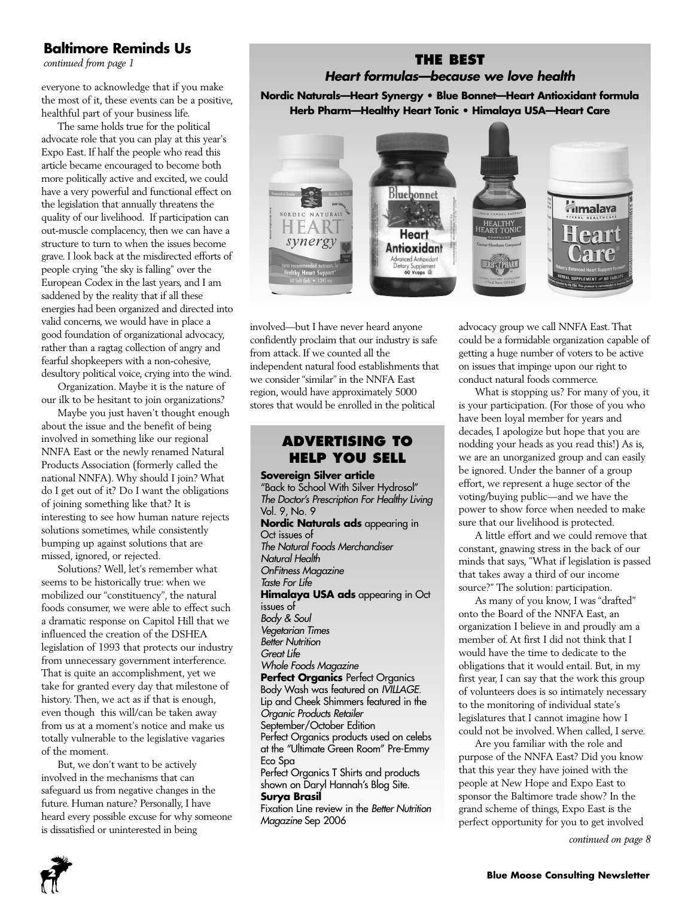## Baltimore Reminds Us

*continued from page 1*

everyone to acknowledge that if you make the most of it, these events can be a positive, healthful part of your business life.

The same holds true for the political advocate role that you can play at this year's Expo East. If half the people who read this article became encouraged to become both more politically active and excited, we could have a very powerful and functional effect on the legislation that annually threatens the quality of our livelihood. If participation can out-muscle complacency, then we can have a structure to turn to when the issues become grave. I look back at the misdirected efforts of people crying "the sky is falling" over the European Codex in the last years, and I am saddened by the reality that if all these energies had been organized and directed into valid concerns, we would have in place a good foundation of organizational advocacy, rather than a ragtag collection of angry and fearful shopkeepers with a non-cohesive, desultory political voice, crying into the wind.

Organization. Maybe it is the nature of our ilk to be hesitant to join organizations?

Maybe you just haven't thought enough about the issue and the benefit of being involved in something like our regional NNFA East or the newly renamed Natural Products Association (formerly called the national NNFA). Why should I join? What do I get out of it? Do I want the obligations of joining something like that? It is interesting to see how human nature rejects solutions sometimes, while consistently bumping up against solutions that are missed, ignored, or rejected.

Solutions? Well, let's remember what seems to be historically true: when we mobilized our "constituency", the natural foods consumer, we were able to effect such a dramatic response on Capitol Hill that we influenced the creation of the DSHEA legislation of 1993 that protects our industry from unnecessary government interference. That is quite an accomplishment, yet we take for granted every day that milestone of history. Then, we act as if that is enough, even though this will/can be taken away from us at a moment's notice and make us totally vulnerable to the legislative vagaries of the moment.

But, we don't want to be actively involved in the mechanisms that can safeguard us from negative changes in the future. Human nature? Personally, I have heard every possible excuse for why someone is dissatisfied or uninterested in being involved—but I have never heard anyone confidently proclaim that our industry is safe from attack. If we counted all the independent natural food establishments that we consider "similar" in the NNFA East region, would have approximately 5000 stores that would be enrolled in the political advocacy group we call NNFA East. That could be a formidable organization capable of getting a huge number of voters to be active on issues that impinge upon our right to conduct natural foods commerce.

What is stopping us? For many of you, it is your participation. (For those of you who have been loyal member for years and decades, I apologize but hope that you are nodding your heads as you read this!) As is, we are an unorganized group and can easily be ignored. Under the banner of a group effort, we represent a huge sector of the voting/buying public—and we have the power to show force when needed to make sure that our livelihood is protected.

A little effort and we could remove that constant, gnawing stress in the back of our minds that says, "What if legislation is passed that takes away a third of our income source?" The solution: participation.

As many of you know, I was "drafted" onto the Board of the NNFA East, an organization I believe in and proudly am a member of. At first I did not think that I would have the time to dedicate to the obligations that it would entail. But, in my first year, I can say that the work this group of volunteers does is so intimately necessary to the monitoring of individual state's legislatures that I cannot imagine how I could not be involved. When called, I serve.

Are you familiar with the role and purpose of the NNFA East? Did you know that this year they have joined with the people at New Hope and Expo East to sponsor the Baltimore trade show? In the grand scheme of things, Expo East is the perfect opportunity for you to get involved

*continued on page 8*

## THE BEST

### *Heart formulas—because we love health*

**Nordic Naturals—Heart Synergy • Blue Bonnet—Heart Antioxidant formula • Herb Pharm—Healthy Heart Tonic • Himalaya USA—Heart Care**

## ADVERTISING TO HELP YOU SELL

**Sovereign Silver article**
"Back to School With Silver Hydrosol" *The Doctor's Prescription For Healthy Living* Vol. 9, No. 9

**Nordic Naturals ads** appearing in Oct issues of
*The Natural Foods Merchandiser*
*Natural Health*
*OnFitness Magazine*
*Taste For Life*

**Himalaya USA ads** appearing in Oct issues of
*Body & Soul*
*Vegetarian Times*
*Better Nutrition*
*Great Life*
*Whole Foods Magazine*

**Perfect Organics** Perfect Organics Body Wash was featured on *IVILLAGE*.
Lip and Cheek Shimmers featured in the *Organic Products Retailer* September/October Edition
Perfect Organics products used on celebs at the "Ultimate Green Room" Pre-Emmy Eco Spa
Perfect Organics T Shirts and products shown on Daryl Hannah's Blog Site.

**Surya Brasil**
Fixation Line review in the *Better Nutrition Magazine* Sep 2006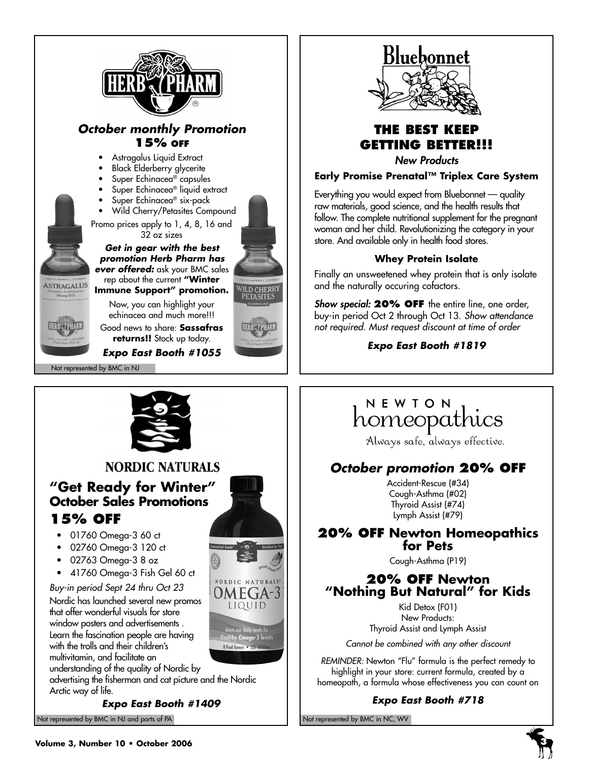## HERB PHARM

### *October monthly Promotion*
### **15% OFF**

- Astragalus Liquid Extract
- Black Elderberry glycerite
- Super Echinacea® capsules
- Super Echinacea® liquid extract
- Super Echinacea® six-pack
- Wild Cherry/Petasites Compound

Promo prices apply to 1, 4, 8, 16 and 32 oz sizes

***Get in gear with the best promotion Herb Pharm has ever offered:*** ask your BMC sales rep about the current **"Winter Immune Support" promotion.**

Now, you can highlight your echinacea and much more!!!

Good news to share: **Sassafras returns!!** Stock up today.

***Expo East Booth #1055***

Not represented by BMC in NJ

## Bluebonnet

### THE BEST KEEP GETTING BETTER!!!

*New Products*

**Early Promise Prenatal™ Triplex Care System**

Everything you would expect from Bluebonnet — quality raw materials, good science, and the health results that follow. The complete nutritional supplement for the pregnant woman and her child. Revolutionizing the category in your store. And available only in health food stores.

**Whey Protein Isolate**

Finally an unsweetened whey protein that is only isolate and the naturally occuring cofactors.

***Show special:*** **20% OFF** the entire line, one order, buy-in period Oct 2 through Oct 13. *Show attendance not required. Must request discount at time of order*

***Expo East Booth #1819***

## NORDIC NATURALS

### "Get Ready for Winter" October Sales Promotions
### 15% OFF

- 01760 Omega-3 60 ct
- 02760 Omega-3 120 ct
- 02763 Omega-3 8 oz
- 41760 Omega-3 Fish Gel 60 ct

*Buy-in period Sept 24 thru Oct 23*

Nordic has launched several new promos that offer wonderful visuals for store window posters and advertisements . Learn the fascination people are having with the trolls and their children's multivitamin, and facilitate an understanding of the quality of Nordic by advertising the fisherman and cat picture and the Nordic Arctic way of life.

***Expo East Booth #1409***

Not represented by BMC in NJ and parts of PA

## NEWTON homeopathics

Always safe, always effective.

### *October promotion* 20% OFF

Accident-Rescue (#34)
Cough-Asthma (#02)
Thyroid Assist (#74)
Lymph Assist (#79)

### 20% OFF Newton Homeopathics for Pets

Cough-Asthma (P19)

### 20% OFF Newton "Nothing But Natural" for Kids

Kid Detox (F01)
New Products:
Thyroid Assist and Lymph Assist

*Cannot be combined with any other discount*

*REMINDER:* Newton "Flu" formula is the perfect remedy to highlight in your store: current formula, created by a homeopath, a formula whose effectiveness you can count on

***Expo East Booth #718***

Not represented by BMC in NC, WV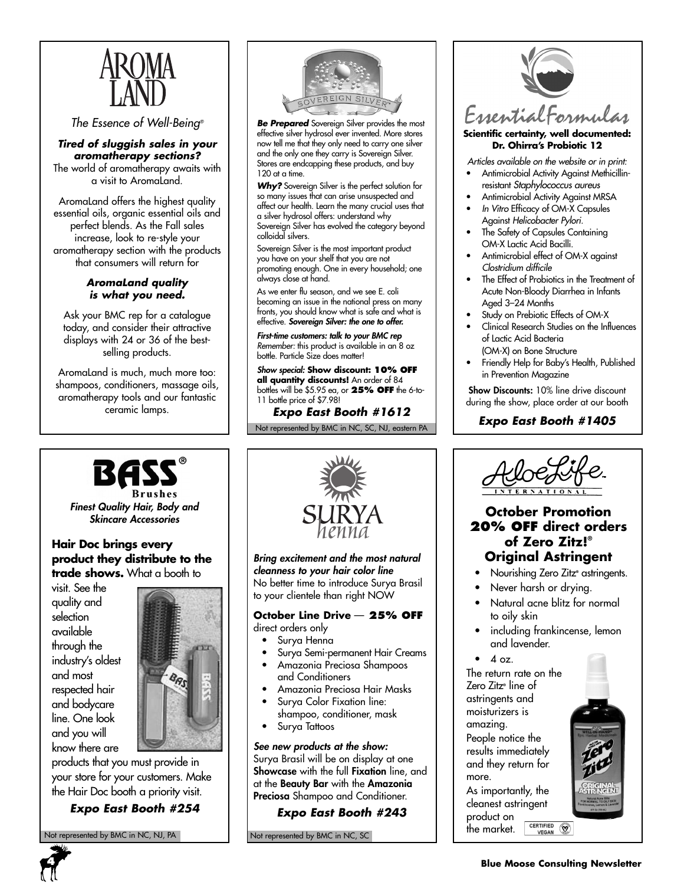# AROMA LAND

*The Essence of Well-Being®*

***Tired of sluggish sales in your aromatherapy sections?***
The world of aromatherapy awaits with a visit to AromaLand.

AromaLand offers the highest quality essential oils, organic essential oils and perfect blends. As the Fall sales increase, look to re-style your aromatherapy section with the products that consumers will return for

***AromaLand quality is what you need.***

Ask your BMC rep for a catalogue today, and consider their attractive displays with 24 or 36 of the best-selling products.

AromaLand is much, much more too: shampoos, conditioners, massage oils, aromatherapy tools and our fantastic ceramic lamps.

---

# SOVEREIGN SILVER®

***Be Prepared*** Sovereign Silver provides the most effective silver hydrosol ever invented. More stores now tell me that they only need to carry one silver and the only one they carry is Sovereign Silver. Stores are endcapping these products, and buy 120 at a time.

***Why?*** Sovereign Silver is the perfect solution for so many issues that can arise unsuspected and affect our health. Learn the many crucial uses that a silver hydrosol offers: understand why Sovereign Silver has evolved the category beyond colloidal silvers.

Sovereign Silver is the most important product you have on your shelf that you are not promoting enough. One in every household; one always close at hand.

As we enter flu season, and we see E. coli becoming an issue in the national press on many fronts, you should know what is safe and what is effective. ***Sovereign Silver: the one to offer.***

***First-time customers: talk to your BMC rep***
*Remember:* this product is available in an 8 oz bottle. Particle Size does matter!

*Show special:* **Show discount: 10% OFF all quantity discounts!** An order of 84 bottles will be $5.95 ea, or **25% OFF** the 6-to-11 bottle price of $7.98!

***Expo East Booth #1612***

Not represented by BMC in NC, SC, NJ, eastern PA

---

# EssentialFormulas

**Scientific certainty, well documented: Dr. Ohirra's Probiotic 12**

*Articles available on the website or in print:*

- Antimicrobial Activity Against Methicillin-resistant *Staphylococcus aureus*
- Antimicrobial Activity Against MRSA
- *In Vitro* Efficacy of OM-X Capsules Against *Helicobacter Pylori*.
- The Safety of Capsules Containing OM-X Lactic Acid Bacilli.
- Antimicrobial effect of OM-X against *Clostridium difficile*
- The Effect of Probiotics in the Treatment of Acute Non-Bloody Diarrhea in Infants Aged 3–24 Months
- Study on Prebiotic Effects of OM-X
- Clinical Research Studies on the Influences of Lactic Acid Bacteria (OM-X) on Bone Structure
- Friendly Help for Baby's Health, Published in Prevention Magazine

**Show Discounts:** 10% line drive discount during the show, place order at our booth

***Expo East Booth #1405***

---

# BASS® Brushes

***Finest Quality Hair, Body and Skincare Accessories***

**Hair Doc brings every product they distribute to the trade shows.** What a booth to visit. See the quality and selection available through the industry's oldest and most respected hair and bodycare line. One look and you will know there are products that you must provide in your store for your customers. Make the Hair Doc booth a priority visit.

***Expo East Booth #254***

Not represented by BMC in NC, NJ, PA

---

# SURYA henna

***Bring excitement and the most natural cleanness to your hair color line***
No better time to introduce Surya Brasil to your clientele than right NOW

**October Line Drive — 25% OFF**
direct orders only

- Surya Henna
- Surya Semi-permanent Hair Creams
- Amazonia Preciosa Shampoos and Conditioners
- Amazonia Preciosa Hair Masks
- Surya Color Fixation line: shampoo, conditioner, mask
- Surya Tattoos

***See new products at the show:***
Surya Brasil will be on display at one **Showcase** with the full **Fixation** line, and at the **Beauty Bar** with the **Amazonia Preciosa** Shampoo and Conditioner.

***Expo East Booth #243***

Not represented by BMC in NC, SC

---

# AloeLife International

## October Promotion 20% OFF direct orders of Zero Zitz!® Original Astringent

- Nourishing Zero Zitz® astringents.
- Never harsh or drying.
- Natural acne blitz for normal to oily skin
- including frankincense, lemon and lavender.
- 4 oz.

The return rate on the Zero Zitz® line of astringents and moisturizers is amazing.

People notice the results immediately and they return for more.

As importantly, the cleanest astringent product on the market.

CERTIFIED VEGAN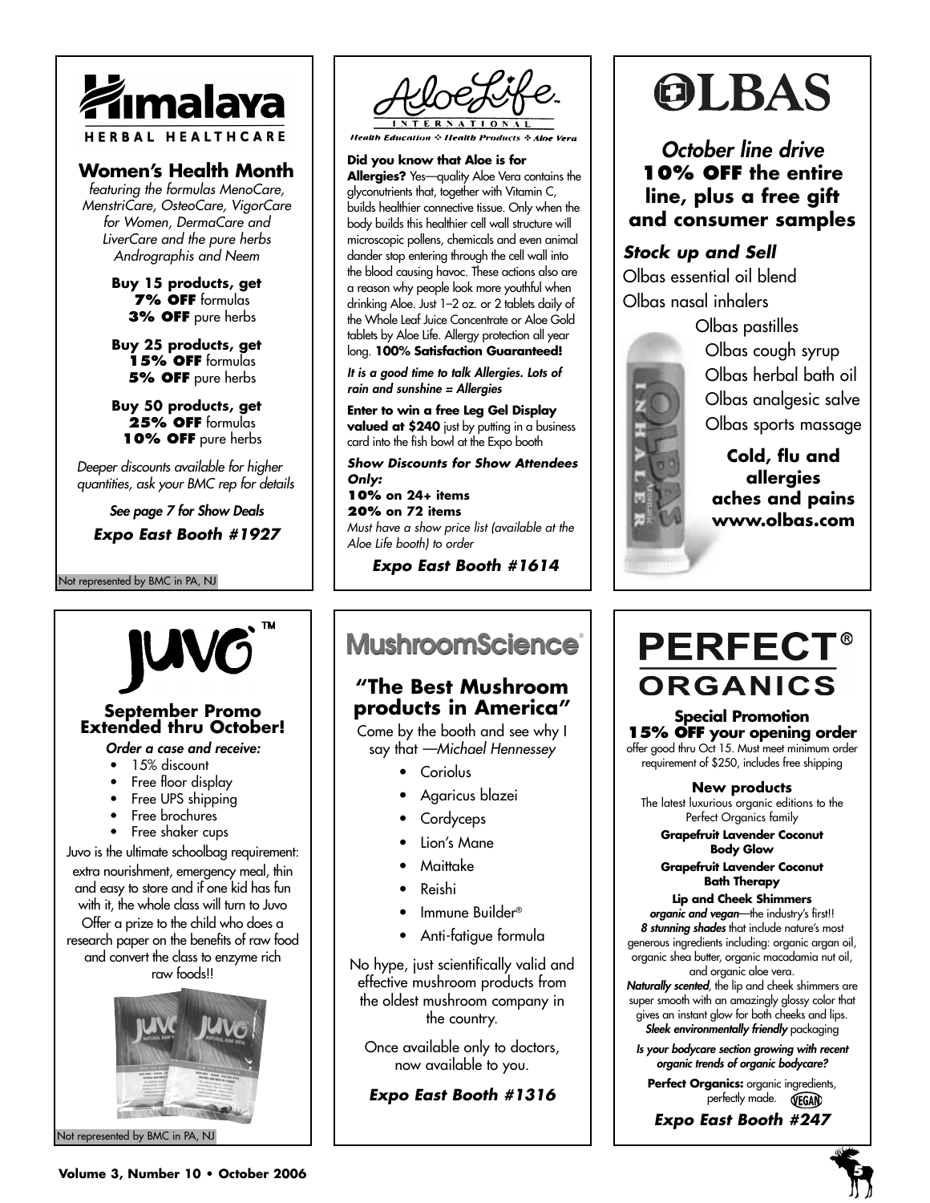# Himalaya HERBAL HEALTHCARE

## Women's Health Month

*featuring the formulas MenoCare, MenstriCare, OsteoCare, VigorCare for Women, DermaCare and LiverCare and the pure herbs Andrographis and Neem*

**Buy 15 products, get**
**7% OFF** formulas
**3% OFF** pure herbs

**Buy 25 products, get**
**15% OFF** formulas
**5% OFF** pure herbs

**Buy 50 products, get**
**25% OFF** formulas
**10% OFF** pure herbs

*Deeper discounts available for higher quantities, ask your BMC rep for details*

*See page 7 for Show Deals*

***Expo East Booth #1927***

Not represented by BMC in PA, NJ

---

# AloeLife INTERNATIONAL

*Health Education ✣ Health Products ✣ Aloe Vera*

**Did you know that Aloe is for Allergies?** Yes—quality Aloe Vera contains the glyconutrients that, together with Vitamin C, builds healthier connective tissue. Only when the body builds this healthier cell wall structure will microscopic pollens, chemicals and even animal dander stop entering through the cell wall into the blood causing havoc. These actions also are a reason why people look more youthful when drinking Aloe. Just 1–2 oz. or 2 tablets daily of the Whole Leaf Juice Concentrate or Aloe Gold tablets by Aloe Life. Allergy protection all year long. **100% Satisfaction Guaranteed!**

***It is a good time to talk Allergies. Lots of rain and sunshine = Allergies***

**Enter to win a free Leg Gel Display valued at $240** just by putting in a business card into the fish bowl at the Expo booth

***Show Discounts for Show Attendees Only:***
**10% on 24+ items**
**20% on 72 items**
*Must have a show price list (available at the Aloe Life booth) to order*

***Expo East Booth #1614***

---

# OLBAS

## *October line drive*

**10% OFF the entire line, plus a free gift and consumer samples**

***Stock up and Sell***

Olbas essential oil blend
Olbas nasal inhalers
Olbas pastilles
Olbas cough syrup
Olbas herbal bath oil
Olbas analgesic salve
Olbas sports massage

**Cold, flu and allergies aches and pains www.olbas.com**

---

# JUVO™

## September Promo Extended thru October!

***Order a case and receive:***

- 15% discount
- Free floor display
- Free UPS shipping
- Free brochures
- Free shaker cups

Juvo is the ultimate schoolbag requirement: extra nourishment, emergency meal, thin and easy to store and if one kid has fun with it, the whole class will turn to Juvo

Offer a prize to the child who does a research paper on the benefits of raw food and convert the class to enzyme rich raw foods!!

Not represented by BMC in PA, NJ

---

# MushroomScience®

## "The Best Mushroom products in America"

Come by the booth and see why I say that *—Michael Hennessey*

- Coriolus
- Agaricus blazei
- Cordyceps
- Lion's Mane
- Maittake
- Reishi
- Immune Builder®
- Anti-fatigue formula

No hype, just scientifically valid and effective mushroom products from the oldest mushroom company in the country.

Once available only to doctors, now available to you.

***Expo East Booth #1316***

---

# PERFECT® ORGANICS

## Special Promotion

**15% OFF your opening order**

offer good thru Oct 15. Must meet minimum order requirement of $250, includes free shipping

**New products**

The latest luxurious organic editions to the Perfect Organics family

**Grapefruit Lavender Coconut Body Glow**

**Grapefruit Lavender Coconut Bath Therapy**

**Lip and Cheek Shimmers**

***organic and vegan***—the industry's first!! ***8 stunning shades*** that include nature's most generous ingredients including: organic argan oil, organic shea butter, organic macadamia nut oil, and organic aloe vera.

***Naturally scented***, the lip and cheek shimmers are super smooth with an amazingly glossy color that gives an instant glow for both cheeks and lips. ***Sleek environmentally friendly*** packaging

***Is your bodycare section growing with recent organic trends of organic bodycare?***

**Perfect Organics:** organic ingredients, perfectly made. VEGAN

***Expo East Booth #247***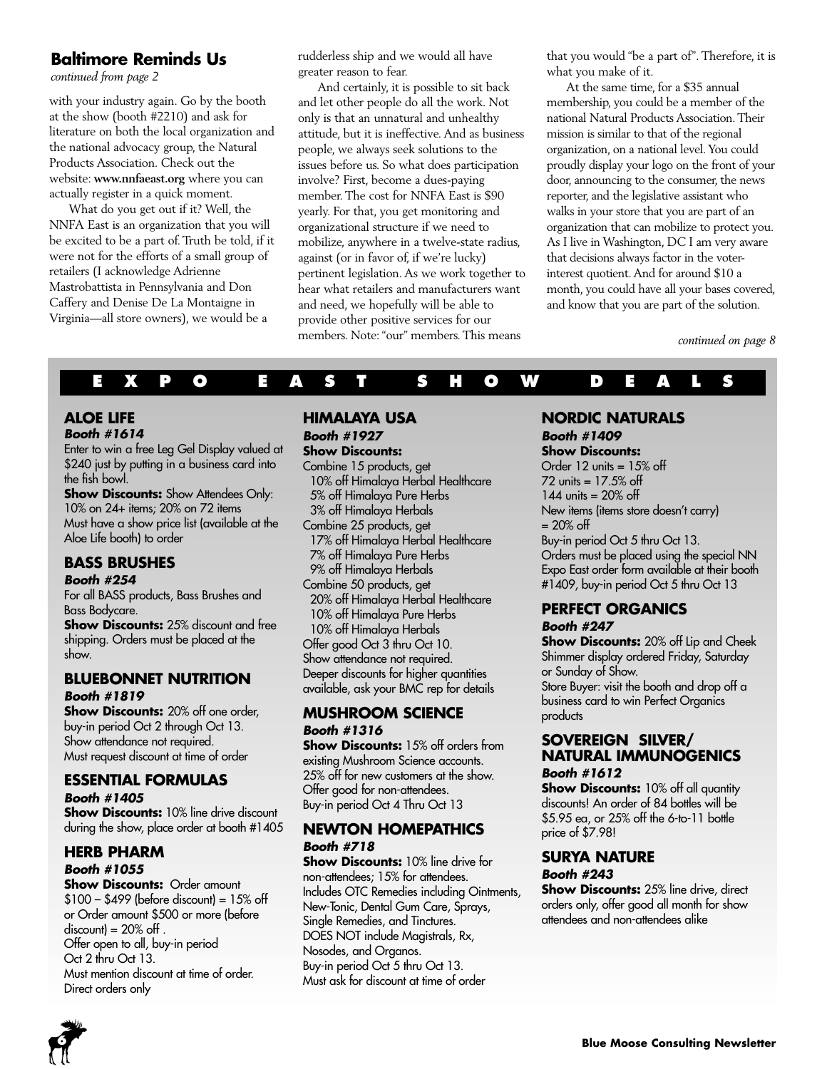## Baltimore Reminds Us

*continued from page 2*

with your industry again. Go by the booth at the show (booth #2210) and ask for literature on both the local organization and the national advocacy group, the Natural Products Association. Check out the website: **www.nnfaeast.org** where you can actually register in a quick moment.

What do you get out if it? Well, the NNFA East is an organization that you will be excited to be a part of. Truth be told, if it were not for the efforts of a small group of retailers (I acknowledge Adrienne Mastrobattista in Pennsylvania and Don Caffery and Denise De La Montaigne in Virginia—all store owners), we would be a rudderless ship and we would all have greater reason to fear.

And certainly, it is possible to sit back and let other people do all the work. Not only is that an unnatural and unhealthy attitude, but it is ineffective. And as business people, we always seek solutions to the issues before us. So what does participation involve? First, become a dues-paying member. The cost for NNFA East is $90 yearly. For that, you get monitoring and organizational structure if we need to mobilize, anywhere in a twelve-state radius, against (or in favor of, if we're lucky) pertinent legislation. As we work together to hear what retailers and manufacturers want and need, we hopefully will be able to provide other positive services for our members. Note: "our" members. This means that you would "be a part of". Therefore, it is what you make of it.

At the same time, for a $35 annual membership, you could be a member of the national Natural Products Association. Their mission is similar to that of the regional organization, on a national level. You could proudly display your logo on the front of your door, announcing to the consumer, the news reporter, and the legislative assistant who walks in your store that you are part of an organization that can mobilize to protect you. As I live in Washington, DC I am very aware that decisions always factor in the voter-interest quotient. And for around $10 a month, you could have all your bases covered, and know that you are part of the solution.

*continued on page 8*

## EXPO EAST SHOW DEALS

### ALOE LIFE
***Booth #1614***

Enter to win a free Leg Gel Display valued at $240 just by putting in a business card into the fish bowl.

**Show Discounts:** Show Attendees Only: 10% on 24+ items; 20% on 72 items

Must have a show price list (available at the Aloe Life booth) to order

### BASS BRUSHES
***Booth #254***

For all BASS products, Bass Brushes and Bass Bodycare.

**Show Discounts:** 25% discount and free shipping. Orders must be placed at the show.

### BLUEBONNET NUTRITION
***Booth #1819***

**Show Discounts:** 20% off one order, buy-in period Oct 2 through Oct 13.

Show attendance not required.

Must request discount at time of order

### ESSENTIAL FORMULAS
***Booth #1405***

**Show Discounts:** 10% line drive discount during the show, place order at booth #1405

### HERB PHARM
***Booth #1055***

**Show Discounts:** Order amount $100 – $499 (before discount) = 15% off or Order amount $500 or more (before discount) = 20% off .

Offer open to all, buy-in period Oct 2 thru Oct 13.

Must mention discount at time of order.

Direct orders only

### HIMALAYA USA
***Booth #1927***

**Show Discounts:**

Combine 15 products, get
- 10% off Himalaya Herbal Healthcare
- 5% off Himalaya Pure Herbs
- 3% off Himalaya Herbals

Combine 25 products, get
- 17% off Himalaya Herbal Healthcare
- 7% off Himalaya Pure Herbs
- 9% off Himalaya Herbals

Combine 50 products, get
- 20% off Himalaya Herbal Healthcare
- 10% off Himalaya Pure Herbs
- 10% off Himalaya Herbals

Offer good Oct 3 thru Oct 10.

Show attendance not required.

Deeper discounts for higher quantities available, ask your BMC rep for details

### MUSHROOM SCIENCE
***Booth #1316***

**Show Discounts:** 15% off orders from existing Mushroom Science accounts.

25% off for new customers at the show.

Offer good for non-attendees.

Buy-in period Oct 4 Thru Oct 13

### NEWTON HOMEPATHICS
***Booth #718***

**Show Discounts:** 10% line drive for non-attendees; 15% for attendees.

Includes OTC Remedies including Ointments, New-Tonic, Dental Gum Care, Sprays, Single Remedies, and Tinctures.

DOES NOT include Magistrals, Rx, Nosodes, and Organos.

Buy-in period Oct 5 thru Oct 13.

Must ask for discount at time of order

### NORDIC NATURALS
***Booth #1409***

**Show Discounts:**

Order 12 units = 15% off

72 units = 17.5% off

144 units = 20% off

New items (items store doesn't carry) = 20% off

Buy-in period Oct 5 thru Oct 13.

Orders must be placed using the special NN Expo East order form available at their booth #1409, buy-in period Oct 5 thru Oct 13

### PERFECT ORGANICS
***Booth #247***

**Show Discounts:** 20% off Lip and Cheek Shimmer display ordered Friday, Saturday or Sunday of Show.

Store Buyer: visit the booth and drop off a business card to win Perfect Organics products

### SOVEREIGN SILVER/ NATURAL IMMUNOGENICS
***Booth #1612***

**Show Discounts:** 10% off all quantity discounts! An order of 84 bottles will be $5.95 ea, or 25% off the 6-to-11 bottle price of $7.98!

### SURYA NATURE
***Booth #243***

**Show Discounts:** 25% line drive, direct orders only, offer good all month for show attendees and non-attendees alike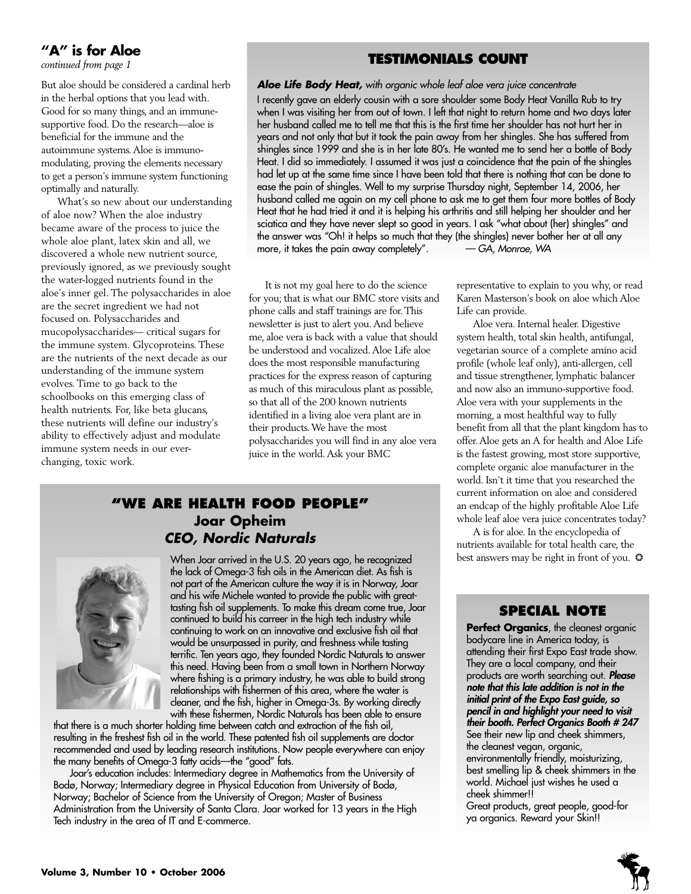## "A" is for Aloe

*continued from page 1*

But aloe should be considered a cardinal herb in the herbal options that you lead with. Good for so many things, and an immune-supportive food. Do the research—aloe is beneficial for the immune and the autoimmune systems. Aloe is immuno-modulating, proving the elements necessary to get a person's immune system functioning optimally and naturally.

What's so new about our understanding of aloe now? When the aloe industry became aware of the process to juice the whole aloe plant, latex skin and all, we discovered a whole new nutrient source, previously ignored, as we previously sought the water-logged nutrients found in the aloe's inner gel. The polysaccharides in aloe are the secret ingredient we had not focused on. Polysaccharides and mucopolysaccharides— critical sugars for the immune system. Glycoproteins. These are the nutrients of the next decade as our understanding of the immune system evolves. Time to go back to the schoolbooks on this emerging class of health nutrients. For, like beta glucans, these nutrients will define our industry's ability to effectively adjust and modulate immune system needs in our ever-changing, toxic work.

It is not my goal here to do the science for you; that is what our BMC store visits and phone calls and staff trainings are for. This newsletter is just to alert you. And believe me, aloe vera is back with a value that should be understood and vocalized. Aloe Life aloe does the most responsible manufacturing practices for the express reason of capturing as much of this miraculous plant as possible, so that all of the 200 known nutrients identified in a living aloe vera plant are in their products. We have the most polysaccharides you will find in any aloe vera juice in the world. Ask your BMC representative to explain to you why, or read Karen Masterson's book on aloe which Aloe Life can provide.

Aloe vera. Internal healer. Digestive system health, total skin health, antifungal, vegetarian source of a complete amino acid profile (whole leaf only), anti-allergen, cell and tissue strengthener, lymphatic balancer and now also an immuno-supportive food. Aloe vera with your supplements in the morning, a most healthful way to fully benefit from all that the plant kingdom has to offer. Aloe gets an A for health and Aloe Life is the fastest growing, most store supportive, complete organic aloe manufacturer in the world. Isn't it time that you researched the current information on aloe and considered an endcap of the highly profitable Aloe Life whole leaf aloe vera juice concentrates today?

A is for aloe. In the encyclopedia of nutrients available for total health care, the best answers may be right in front of you. ❂

## TESTIMONIALS COUNT

***Aloe Life Body Heat,*** *with organic whole leaf aloe vera juice concentrate*

I recently gave an elderly cousin with a sore shoulder some Body Heat Vanilla Rub to try when I was visiting her from out of town. I left that night to return home and two days later her husband called me to tell me that this is the first time her shoulder has not hurt her in years and not only that but it took the pain away from her shingles. She has suffered from shingles since 1999 and she is in her late 80's. He wanted me to send her a bottle of Body Heat. I did so immediately. I assumed it was just a coincidence that the pain of the shingles had let up at the same time since I have been told that there is nothing that can be done to ease the pain of shingles. Well to my surprise Thursday night, September 14, 2006, her husband called me again on my cell phone to ask me to get them four more bottles of Body Heat that he had tried it and it is helping his arthritis and still helping her shoulder and her sciatica and they have never slept so good in years. I ask "what about (her) shingles" and the answer was "Oh! it helps so much that they (the shingles) never bother her at all any more, it takes the pain away completely". *— GA, Monroe, WA*

## "WE ARE HEALTH FOOD PEOPLE"
### Joar Opheim
### *CEO, Nordic Naturals*

When Joar arrived in the U.S. 20 years ago, he recognized the lack of Omega-3 fish oils in the American diet. As fish is not part of the American culture the way it is in Norway, Joar and his wife Michele wanted to provide the public with great-tasting fish oil supplements. To make this dream come true, Joar continued to build his carreer in the high tech industry while continuing to work on an innovative and exclusive fish oil that would be unsurpassed in purity, and freshness while tasting terrific. Ten years ago, they founded Nordic Naturals to answer this need. Having been from a small town in Northern Norway where fishing is a primary industry, he was able to build strong relationships with fishermen of this area, where the water is cleaner, and the fish, higher in Omega-3s. By working directly with these fishermen, Nordic Naturals has been able to ensure that there is a much shorter holding time between catch and extraction of the fish oil, resulting in the freshest fish oil in the world. These patented fish oil supplements are doctor recommended and used by leading research institutions. Now people everywhere can enjoy the many benefits of Omega-3 fatty acids—the "good" fats.

Joar's education includes: Intermediary degree in Mathematics from the University of Bodø, Norway; Intermediary degree in Physical Education from University of Bodø, Norway; Bachelor of Science from the University of Oregon; Master of Business Administration from the University of Santa Clara. Joar worked for 13 years in the High Tech industry in the area of IT and E-commerce.

## SPECIAL NOTE

**Perfect Organics**, the cleanest organic bodycare line in America today, is attending their first Expo East trade show. They are a local company, and their products are worth searching out. ***Please note that this late addition is not in the initial print of the Expo East guide, so pencil in and highlight your need to visit their booth. Perfect Organics Booth # 247*** See their new lip and cheek shimmers, the cleanest vegan, organic, environmentally friendly, moisturizing, best smelling lip & cheek shimmers in the world. Michael just wishes he used a cheek shimmer!!

Great products, great people, good-for ya organics. Reward your Skin!!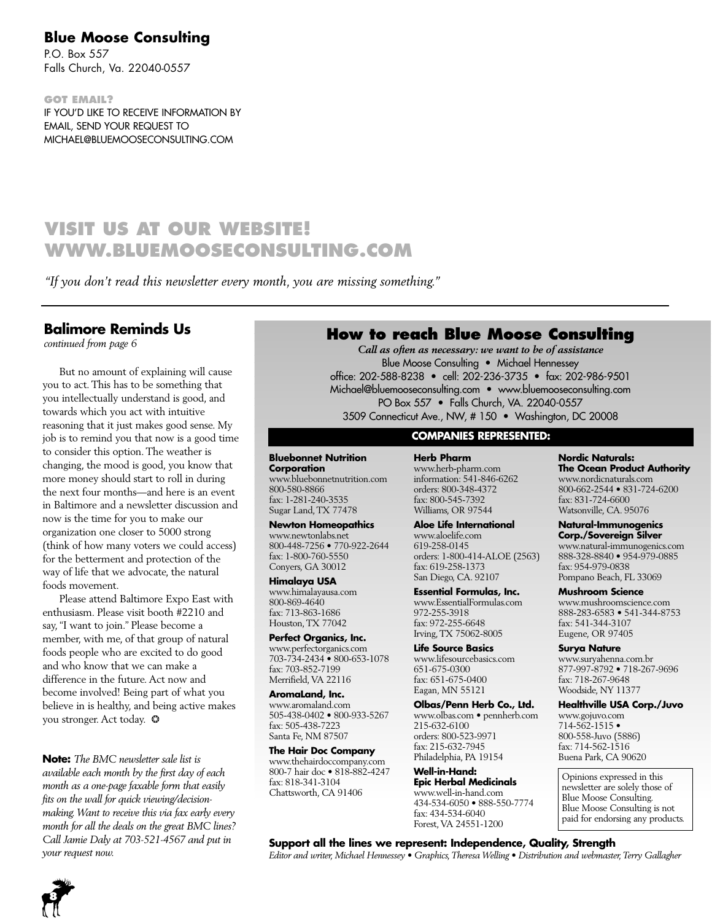## Blue Moose Consulting

P.O. Box 557
Falls Church, Va. 22040-0557

**GOT EMAIL?**
IF YOU'D LIKE TO RECEIVE INFORMATION BY EMAIL, SEND YOUR REQUEST TO MICHAEL@BLUEMOOSECONSULTING.COM

## VISIT US AT OUR WEBSITE! WWW.BLUEMOOSECONSULTING.COM

*"If you don't read this newsletter every month, you are missing something."*

---

## Balimore Reminds Us

*continued from page 6*

But no amount of explaining will cause you to act. This has to be something that you intellectually understand is good, and towards which you act with intuitive reasoning that it just makes good sense. My job is to remind you that now is a good time to consider this option. The weather is changing, the mood is good, you know that more money should start to roll in during the next four months—and here is an event in Baltimore and a newsletter discussion and now is the time for you to make our organization one closer to 5000 strong (think of how many voters we could access) for the betterment and protection of the way of life that we advocate, the natural foods movement.

Please attend Baltimore Expo East with enthusiasm. Please visit booth #2210 and say, "I want to join." Please become a member, with me, of that group of natural foods people who are excited to do good and who know that we can make a difference in the future. Act now and become involved! Being part of what you believe in is healthy, and being active makes you stronger. Act today. ✪

**Note:** *The BMC newsletter sale list is available each month by the first day of each month as a one-page faxable form that easily fits on the wall for quick viewing/decision-making. Want to receive this via fax early every month for all the deals on the great BMC lines? Call Jamie Daly at 703-521-4567 and put in your request now.*

## How to reach Blue Moose Consulting

***Call as often as necessary: we want to be of assistance***
Blue Moose Consulting • Michael Hennessey
office: 202-588-8238 • cell: 202-236-3735 • fax: 202-986-9501
Michael@bluemooseconsulting.com • www.bluemooseconsulting.com
PO Box 557 • Falls Church, VA. 22040-0557
3509 Connecticut Ave., NW, # 150 • Washington, DC 20008

### COMPANIES REPRESENTED:

**Bluebonnet Nutrition Corporation**
www.bluebonnetnutrition.com
800-580-8866
fax: 1-281-240-3535
Sugar Land, TX 77478

**Newton Homeopathics**
www.newtonlabs.net
800-448-7256 • 770-922-2644
fax: 1-800-760-5550
Conyers, GA 30012

**Himalaya USA**
www.himalayausa.com
800-869-4640
fax: 713-863-1686
Houston, TX 77042

**Perfect Organics, Inc.**
www.perfectorganics.com
703-734-2434 • 800-653-1078
fax: 703-852-7199
Merrifield, VA 22116

**AromaLand, Inc.**
www.aromaland.com
505-438-0402 • 800-933-5267
fax: 505-438-7223
Santa Fe, NM 87507

**The Hair Doc Company**
www.thehairdoccompany.com
800-7 hair doc • 818-882-4247
fax: 818-341-3104
Chattsworth, CA 91406

**Herb Pharm**
www.herb-pharm.com
information: 541-846-6262
orders: 800-348-4372
fax: 800-545-7392
Williams, OR 97544

**Aloe Life International**
www.aloelife.com
619-258-0145
orders: 1-800-414-ALOE (2563)
fax: 619-258-1373
San Diego, CA. 92107

**Essential Formulas, Inc.**
www.EssentialFormulas.com
972-255-3918
fax: 972-255-6648
Irving, TX 75062-8005

**Life Source Basics**
www.lifesourcebasics.com
651-675-0300
fax: 651-675-0400
Eagan, MN 55121

**Olbas/Penn Herb Co., Ltd.**
www.olbas.com • pennherb.com
215-632-6100
orders: 800-523-9971
fax: 215-632-7945
Philadelphia, PA 19154

**Well-in-Hand: Epic Herbal Medicinals**
www.well-in-hand.com
434-534-6050 • 888-550-7774
fax: 434-534-6040
Forest, VA 24551-1200

**Nordic Naturals: The Ocean Product Authority**
www.nordicnaturals.com
800-662-2544 • 831-724-6200
fax: 831-724-6600
Watsonville, CA. 95076

**Natural-Immunogenics Corp./Sovereign Silver**
www.natural-immunogenics.com
888-328-8840 • 954-979-0885
fax: 954-979-0838
Pompano Beach, FL 33069

**Mushroom Science**
www.mushroomscience.com
888-283-6583 • 541-344-8753
fax: 541-344-3107
Eugene, OR 97405

**Surya Nature**
www.suryahenna.com.br
877-997-8792 • 718-267-9696
fax: 718-267-9648
Woodside, NY 11377

**Healthville USA Corp./Juvo**
www.gojuvo.com
714-562-1515 •
800-558-Juvo (5886)
fax: 714-562-1516
Buena Park, CA 90620

Opinions expressed in this newsletter are solely those of Blue Moose Consulting. Blue Moose Consulting is not paid for endorsing any products.

**Support all the lines we represent: Independence, Quality, Strength**
*Editor and writer, Michael Hennessey • Graphics, Theresa Welling • Distribution and webmaster, Terry Gallagher*